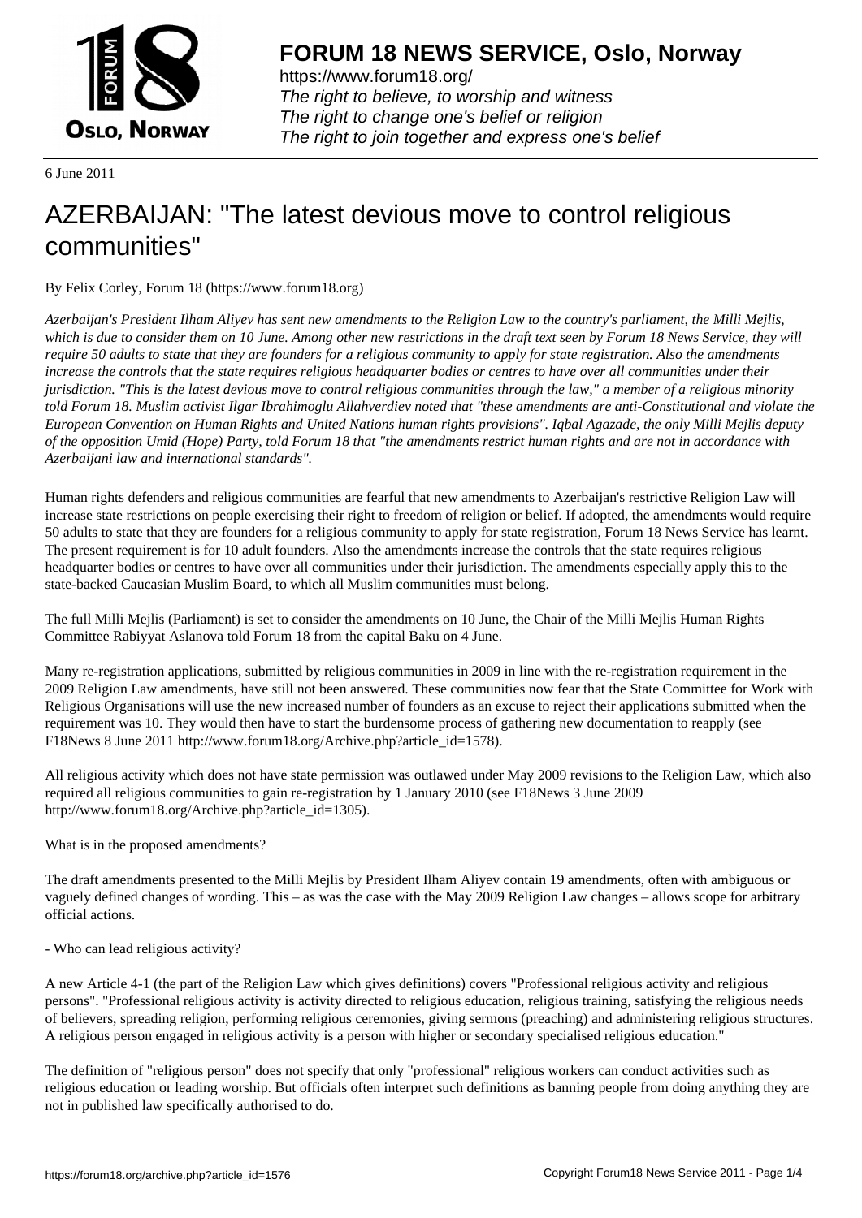# FORUM 18 NEWS SERVICE, Oslo, Norway

https://www.forum18.org/
*The right to believe, to worship and witness*
*The right to change one's belief or religion*
*The right to join together and express one's belief*

6 June 2011

# AZERBAIJAN: "The latest devious move to control religious communities"

By Felix Corley, Forum 18 (https://www.forum18.org)

*Azerbaijan's President Ilham Aliyev has sent new amendments to the Religion Law to the country's parliament, the Milli Mejlis, which is due to consider them on 10 June. Among other new restrictions in the draft text seen by Forum 18 News Service, they will require 50 adults to state that they are founders for a religious community to apply for state registration. Also the amendments increase the controls that the state requires religious headquarter bodies or centres to have over all communities under their jurisdiction. "This is the latest devious move to control religious communities through the law," a member of a religious minority told Forum 18. Muslim activist Ilgar Ibrahimoglu Allahverdiev noted that "these amendments are anti-Constitutional and violate the European Convention on Human Rights and United Nations human rights provisions". Iqbal Agazade, the only Milli Mejlis deputy of the opposition Umid (Hope) Party, told Forum 18 that "the amendments restrict human rights and are not in accordance with Azerbaijani law and international standards".*

Human rights defenders and religious communities are fearful that new amendments to Azerbaijan's restrictive Religion Law will increase state restrictions on people exercising their right to freedom of religion or belief. If adopted, the amendments would require 50 adults to state that they are founders for a religious community to apply for state registration, Forum 18 News Service has learnt. The present requirement is for 10 adult founders. Also the amendments increase the controls that the state requires religious headquarter bodies or centres to have over all communities under their jurisdiction. The amendments especially apply this to the state-backed Caucasian Muslim Board, to which all Muslim communities must belong.

The full Milli Mejlis (Parliament) is set to consider the amendments on 10 June, the Chair of the Milli Mejlis Human Rights Committee Rabiyyat Aslanova told Forum 18 from the capital Baku on 4 June.

Many re-registration applications, submitted by religious communities in 2009 in line with the re-registration requirement in the 2009 Religion Law amendments, have still not been answered. These communities now fear that the State Committee for Work with Religious Organisations will use the new increased number of founders as an excuse to reject their applications submitted when the requirement was 10. They would then have to start the burdensome process of gathering new documentation to reapply (see F18News 8 June 2011 http://www.forum18.org/Archive.php?article_id=1578).

All religious activity which does not have state permission was outlawed under May 2009 revisions to the Religion Law, which also required all religious communities to gain re-registration by 1 January 2010 (see F18News 3 June 2009 http://www.forum18.org/Archive.php?article_id=1305).

What is in the proposed amendments?

The draft amendments presented to the Milli Mejlis by President Ilham Aliyev contain 19 amendments, often with ambiguous or vaguely defined changes of wording. This – as was the case with the May 2009 Religion Law changes – allows scope for arbitrary official actions.

- Who can lead religious activity?

A new Article 4-1 (the part of the Religion Law which gives definitions) covers "Professional religious activity and religious persons". "Professional religious activity is activity directed to religious education, religious training, satisfying the religious needs of believers, spreading religion, performing religious ceremonies, giving sermons (preaching) and administering religious structures. A religious person engaged in religious activity is a person with higher or secondary specialised religious education."

The definition of "religious person" does not specify that only "professional" religious workers can conduct activities such as religious education or leading worship. But officials often interpret such definitions as banning people from doing anything they are not in published law specifically authorised to do.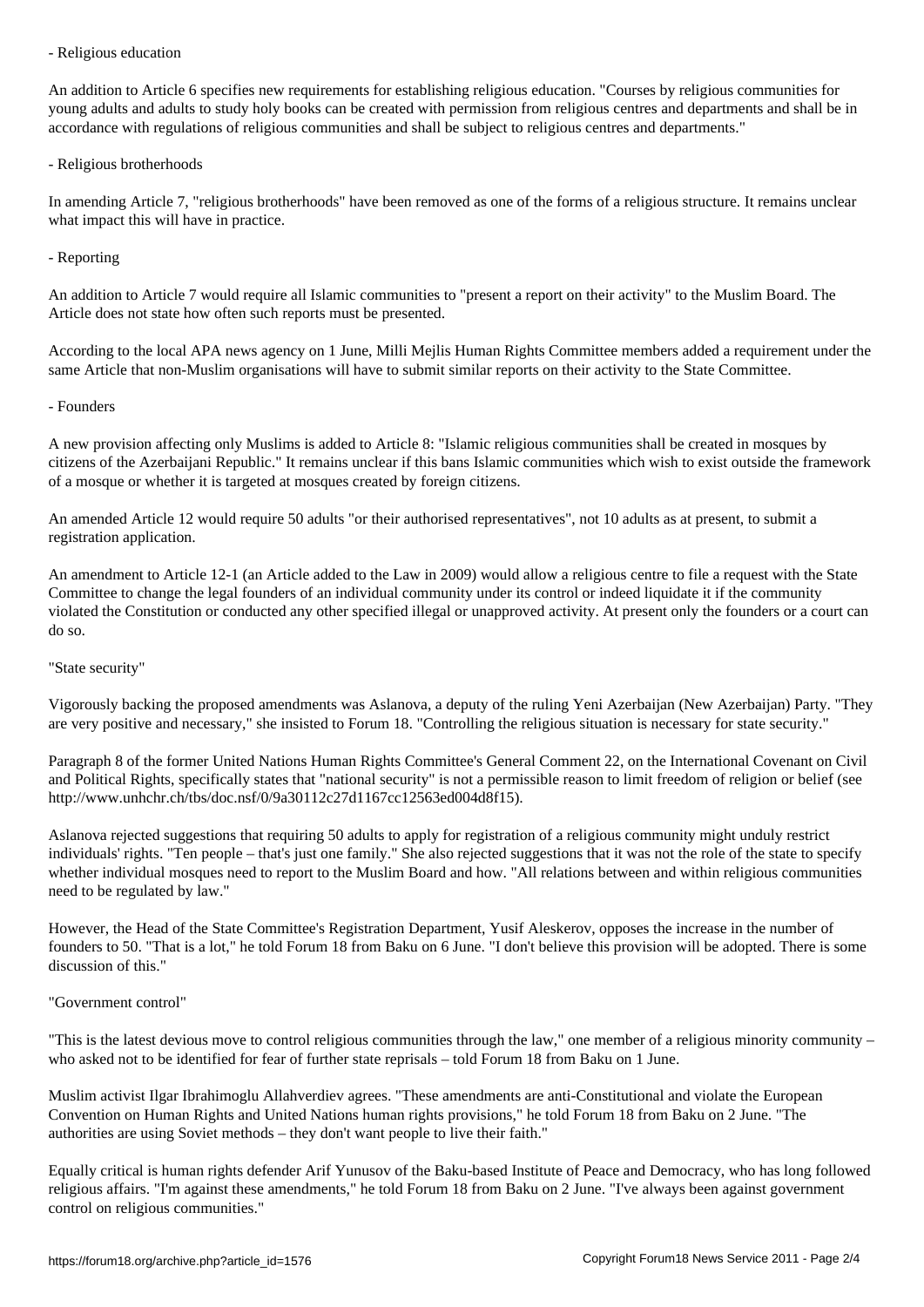- Religious education

An addition to Article 6 specifies new requirements for establishing religious education. "Courses by religious communities for young adults and adults to study holy books can be created with permission from religious centres and departments and shall be in accordance with regulations of religious communities and shall be subject to religious centres and departments."

- Religious brotherhoods

In amending Article 7, "religious brotherhoods" have been removed as one of the forms of a religious structure. It remains unclear what impact this will have in practice.

- Reporting

An addition to Article 7 would require all Islamic communities to "present a report on their activity" to the Muslim Board. The Article does not state how often such reports must be presented.

According to the local APA news agency on 1 June, Milli Mejlis Human Rights Committee members added a requirement under the same Article that non-Muslim organisations will have to submit similar reports on their activity to the State Committee.

- Founders

A new provision affecting only Muslims is added to Article 8: "Islamic religious communities shall be created in mosques by citizens of the Azerbaijani Republic." It remains unclear if this bans Islamic communities which wish to exist outside the framework of a mosque or whether it is targeted at mosques created by foreign citizens.

An amended Article 12 would require 50 adults "or their authorised representatives", not 10 adults as at present, to submit a registration application.

An amendment to Article 12-1 (an Article added to the Law in 2009) would allow a religious centre to file a request with the State Committee to change the legal founders of an individual community under its control or indeed liquidate it if the community violated the Constitution or conducted any other specified illegal or unapproved activity. At present only the founders or a court can do so.

"State security"

Vigorously backing the proposed amendments was Aslanova, a deputy of the ruling Yeni Azerbaijan (New Azerbaijan) Party. "They are very positive and necessary," she insisted to Forum 18. "Controlling the religious situation is necessary for state security."

Paragraph 8 of the former United Nations Human Rights Committee's General Comment 22, on the International Covenant on Civil and Political Rights, specifically states that "national security" is not a permissible reason to limit freedom of religion or belief (see http://www.unhchr.ch/tbs/doc.nsf/0/9a30112c27d1167cc12563ed004d8f15).

Aslanova rejected suggestions that requiring 50 adults to apply for registration of a religious community might unduly restrict individuals' rights. "Ten people – that's just one family." She also rejected suggestions that it was not the role of the state to specify whether individual mosques need to report to the Muslim Board and how. "All relations between and within religious communities need to be regulated by law."

However, the Head of the State Committee's Registration Department, Yusif Aleskerov, opposes the increase in the number of founders to 50. "That is a lot," he told Forum 18 from Baku on 6 June. "I don't believe this provision will be adopted. There is some discussion of this."

"Government control"

"This is the latest devious move to control religious communities through the law," one member of a religious minority community – who asked not to be identified for fear of further state reprisals – told Forum 18 from Baku on 1 June.

Muslim activist Ilgar Ibrahimoglu Allahverdiev agrees. "These amendments are anti-Constitutional and violate the European Convention on Human Rights and United Nations human rights provisions," he told Forum 18 from Baku on 2 June. "The authorities are using Soviet methods – they don't want people to live their faith."

Equally critical is human rights defender Arif Yunusov of the Baku-based Institute of Peace and Democracy, who has long followed religious affairs. "I'm against these amendments," he told Forum 18 from Baku on 2 June. "I've always been against government control on religious communities."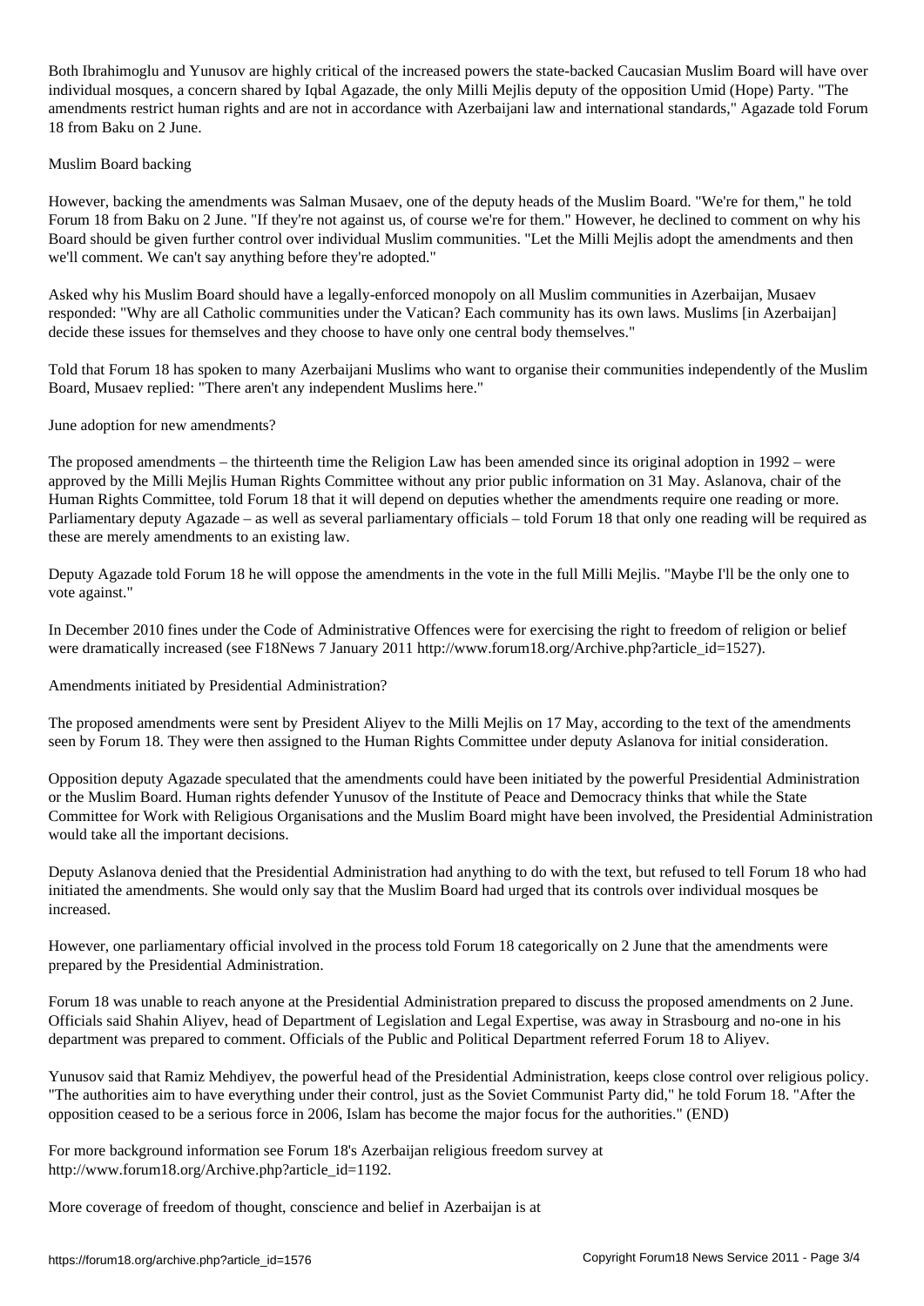Both Ibrahimoglu and Yunusov are highly critical of the increased powers the state-backed Caucasian Muslim Board will have over individual mosques, a concern shared by Iqbal Agazade, the only Milli Mejlis deputy of the opposition Umid (Hope) Party. "The amendments restrict human rights and are not in accordance with Azerbaijani law and international standards," Agazade told Forum 18 from Baku on 2 June.

## Muslim Board backing

However, backing the amendments was Salman Musaev, one of the deputy heads of the Muslim Board. "We're for them," he told Forum 18 from Baku on 2 June. "If they're not against us, of course we're for them." However, he declined to comment on why his Board should be given further control over individual Muslim communities. "Let the Milli Mejlis adopt the amendments and then we'll comment. We can't say anything before they're adopted."

Asked why his Muslim Board should have a legally-enforced monopoly on all Muslim communities in Azerbaijan, Musaev responded: "Why are all Catholic communities under the Vatican? Each community has its own laws. Muslims [in Azerbaijan] decide these issues for themselves and they choose to have only one central body themselves."

Told that Forum 18 has spoken to many Azerbaijani Muslims who want to organise their communities independently of the Muslim Board, Musaev replied: "There aren't any independent Muslims here."

## June adoption for new amendments?

The proposed amendments – the thirteenth time the Religion Law has been amended since its original adoption in 1992 – were approved by the Milli Mejlis Human Rights Committee without any prior public information on 31 May. Aslanova, chair of the Human Rights Committee, told Forum 18 that it will depend on deputies whether the amendments require one reading or more. Parliamentary deputy Agazade – as well as several parliamentary officials – told Forum 18 that only one reading will be required as these are merely amendments to an existing law.

Deputy Agazade told Forum 18 he will oppose the amendments in the vote in the full Milli Mejlis. "Maybe I'll be the only one to vote against."

In December 2010 fines under the Code of Administrative Offences were for exercising the right to freedom of religion or belief were dramatically increased (see F18News 7 January 2011 http://www.forum18.org/Archive.php?article_id=1527).

## Amendments initiated by Presidential Administration?

The proposed amendments were sent by President Aliyev to the Milli Mejlis on 17 May, according to the text of the amendments seen by Forum 18. They were then assigned to the Human Rights Committee under deputy Aslanova for initial consideration.

Opposition deputy Agazade speculated that the amendments could have been initiated by the powerful Presidential Administration or the Muslim Board. Human rights defender Yunusov of the Institute of Peace and Democracy thinks that while the State Committee for Work with Religious Organisations and the Muslim Board might have been involved, the Presidential Administration would take all the important decisions.

Deputy Aslanova denied that the Presidential Administration had anything to do with the text, but refused to tell Forum 18 who had initiated the amendments. She would only say that the Muslim Board had urged that its controls over individual mosques be increased.

However, one parliamentary official involved in the process told Forum 18 categorically on 2 June that the amendments were prepared by the Presidential Administration.

Forum 18 was unable to reach anyone at the Presidential Administration prepared to discuss the proposed amendments on 2 June. Officials said Shahin Aliyev, head of Department of Legislation and Legal Expertise, was away in Strasbourg and no-one in his department was prepared to comment. Officials of the Public and Political Department referred Forum 18 to Aliyev.

Yunusov said that Ramiz Mehdiyev, the powerful head of the Presidential Administration, keeps close control over religious policy. "The authorities aim to have everything under their control, just as the Soviet Communist Party did," he told Forum 18. "After the opposition ceased to be a serious force in 2006, Islam has become the major focus for the authorities." (END)

For more background information see Forum 18's Azerbaijan religious freedom survey at http://www.forum18.org/Archive.php?article_id=1192.

More coverage of freedom of thought, conscience and belief in Azerbaijan is at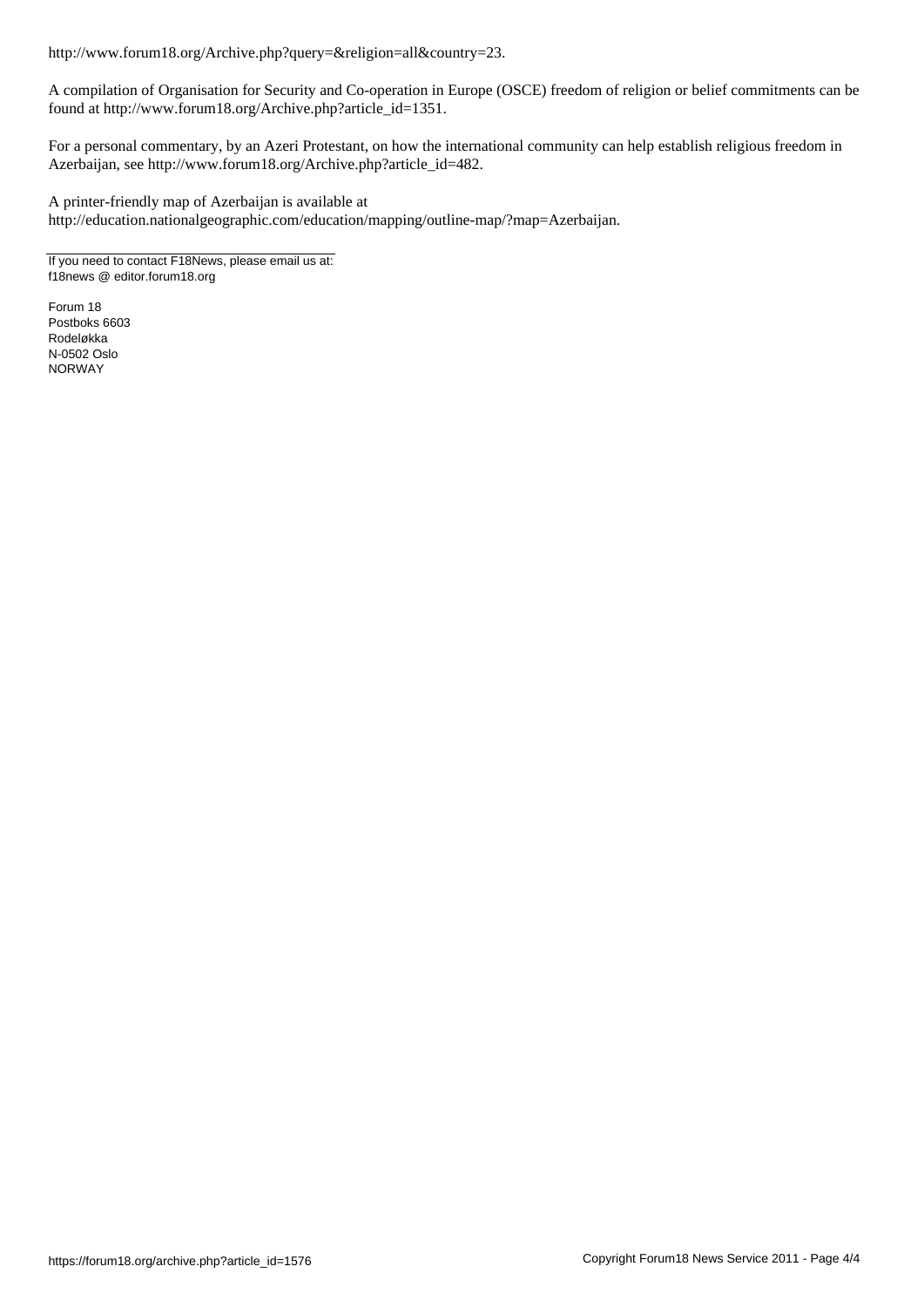http://www.forum18.org/Archive.php?query=&religion=all&country=23.

A compilation of Organisation for Security and Co-operation in Europe (OSCE) freedom of religion or belief commitments can be found at http://www.forum18.org/Archive.php?article_id=1351.

For a personal commentary, by an Azeri Protestant, on how the international community can help establish religious freedom in Azerbaijan, see http://www.forum18.org/Archive.php?article_id=482.

A printer-friendly map of Azerbaijan is available at
http://education.nationalgeographic.com/education/mapping/outline-map/?map=Azerbaijan.

---

If you need to contact F18News, please email us at:
f18news @ editor.forum18.org

Forum 18
Postboks 6603
Rodeløkka
N-0502 Oslo
NORWAY